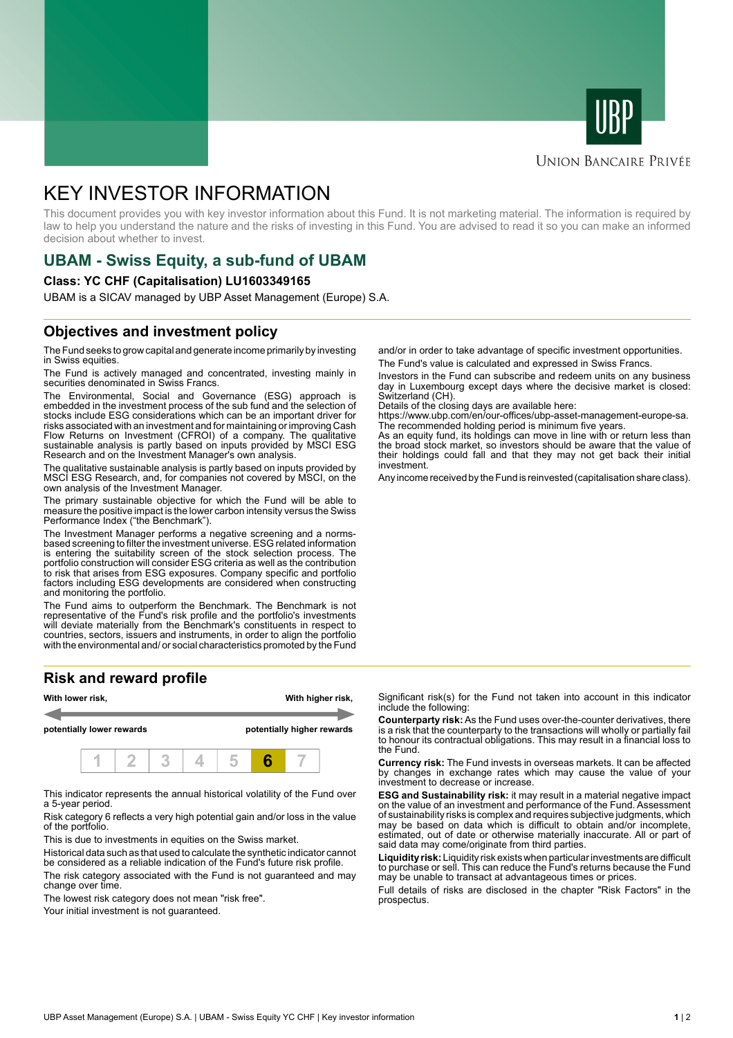UNION BANCAIRE PRIVÉE

# KEY INVESTOR INFORMATION

This document provides you with key investor information about this Fund. It is not marketing material. The information is required by law to help you understand the nature and the risks of investing in this Fund. You are advised to read it so you can make an informed decision about whether to invest.

## UBAM - Swiss Equity, a sub-fund of UBAM

**Class: YC CHF (Capitalisation) LU1603349165**

UBAM is a SICAV managed by UBP Asset Management (Europe) S.A.

## Objectives and investment policy

The Fund seeks to grow capital and generate income primarily by investing in Swiss equities.

The Fund is actively managed and concentrated, investing mainly in securities denominated in Swiss Francs.

The Environmental, Social and Governance (ESG) approach is embedded in the investment process of the sub fund and the selection of stocks include ESG considerations which can be an important driver for risks associated with an investment and for maintaining or improving Cash Flow Returns on Investment (CFROI) of a company. The qualitative sustainable analysis is partly based on inputs provided by MSCI ESG Research and on the Investment Manager's own analysis.

The qualitative sustainable analysis is partly based on inputs provided by MSCI ESG Research, and, for companies not covered by MSCI, on the own analysis of the Investment Manager.

The primary sustainable objective for which the Fund will be able to measure the positive impact is the lower carbon intensity versus the Swiss Performance Index ("the Benchmark").

The Investment Manager performs a negative screening and a norms-based screening to filter the investment universe. ESG related information is entering the suitability screen of the stock selection process. The portfolio construction will consider ESG criteria as well as the contribution to risk that arises from ESG exposures. Company specific and portfolio factors including ESG developments are considered when constructing and monitoring the portfolio.

The Fund aims to outperform the Benchmark. The Benchmark is not representative of the Fund's risk profile and the portfolio's investments will deviate materially from the Benchmark's constituents in respect to countries, sectors, issuers and instruments, in order to align the portfolio with the environmental and/ or social characteristics promoted by the Fund and/or in order to take advantage of specific investment opportunities.

The Fund's value is calculated and expressed in Swiss Francs.

Investors in the Fund can subscribe and redeem units on any business day in Luxembourg except days where the decisive market is closed: Switzerland (CH).
Details of the closing days are available here:
https://www.ubp.com/en/our-offices/ubp-asset-management-europe-sa.
The recommended holding period is minimum five years.
As an equity fund, its holdings can move in line with or return less than the broad stock market, so investors should be aware that the value of their holdings could fall and that they may not get back their initial investment.

Any income received by the Fund is reinvested (capitalisation share class).

## Risk and reward profile

| **With lower risk,** | | | | | | **With higher risk,** |
|---|---|---|---|---|---|---|
| **potentially lower rewards** | | | | | | **potentially higher rewards** |
| 1 | 2 | 3 | 4 | 5 | **6** | 7 |

This indicator represents the annual historical volatility of the Fund over a 5-year period.

Risk category 6 reflects a very high potential gain and/or loss in the value of the portfolio.

This is due to investments in equities on the Swiss market.

Historical data such as that used to calculate the synthetic indicator cannot be considered as a reliable indication of the Fund's future risk profile.

The risk category associated with the Fund is not guaranteed and may change over time.

The lowest risk category does not mean "risk free".

Your initial investment is not guaranteed.

Significant risk(s) for the Fund not taken into account in this indicator include the following:

**Counterparty risk:** As the Fund uses over-the-counter derivatives, there is a risk that the counterparty to the transactions will wholly or partially fail to honour its contractual obligations. This may result in a financial loss to the Fund.

**Currency risk:** The Fund invests in overseas markets. It can be affected by changes in exchange rates which may cause the value of your investment to decrease or increase.

**ESG and Sustainability risk:** it may result in a material negative impact on the value of an investment and performance of the Fund. Assessment of sustainability risks is complex and requires subjective judgments, which may be based on data which is difficult to obtain and/or incomplete, estimated, out of date or otherwise materially inaccurate. All or part of said data may come/originate from third parties.

**Liquidity risk:** Liquidity risk exists when particular investments are difficult to purchase or sell. This can reduce the Fund's returns because the Fund may be unable to transact at advantageous times or prices.

Full details of risks are disclosed in the chapter "Risk Factors" in the prospectus.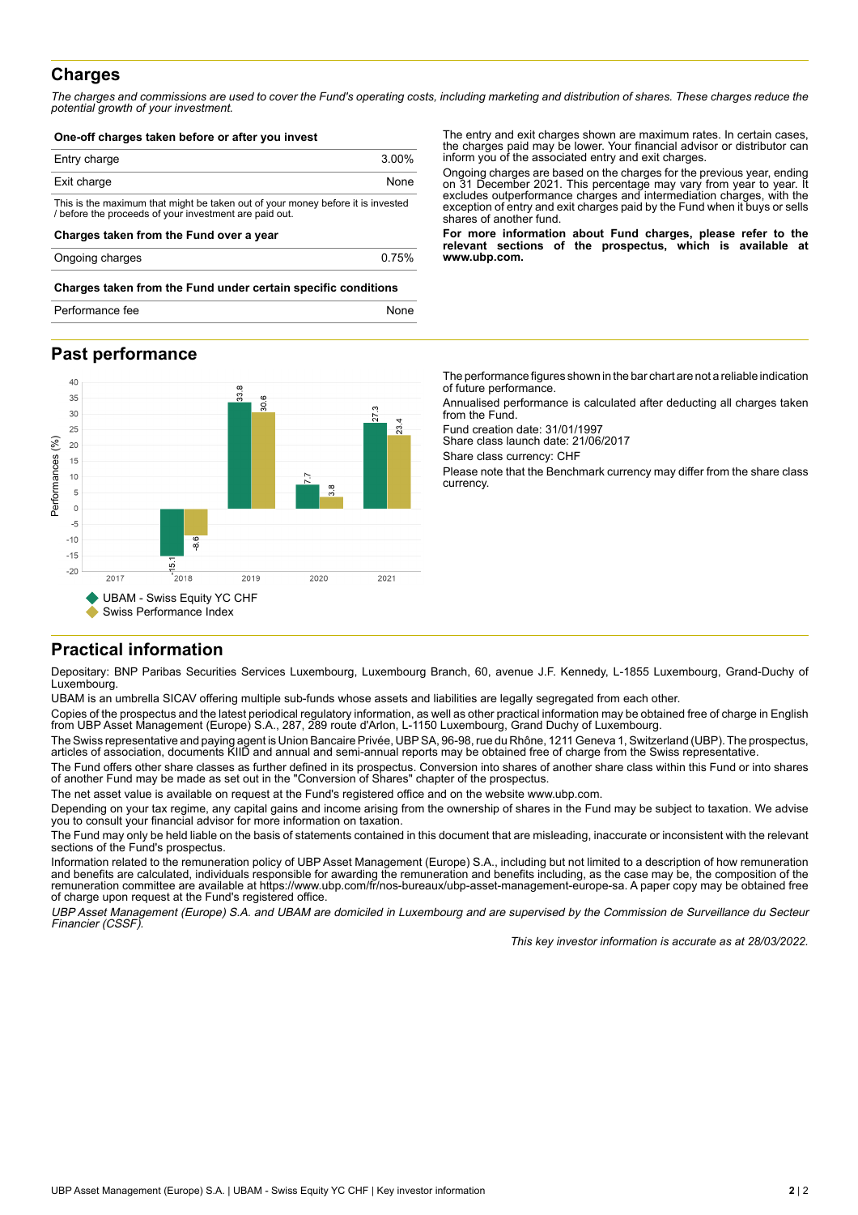## Charges

*The charges and commissions are used to cover the Fund's operating costs, including marketing and distribution of shares. These charges reduce the potential growth of your investment.*

| One-off charges taken before or after you invest | |
|---|---|
| Entry charge | 3.00% |
| Exit charge | None |

This is the maximum that might be taken out of your money before it is invested / before the proceeds of your investment are paid out.

| Charges taken from the Fund over a year | |
|---|---|
| Ongoing charges | 0.75% |

| Charges taken from the Fund under certain specific conditions | |
|---|---|
| Performance fee | None |

The entry and exit charges shown are maximum rates. In certain cases, the charges paid may be lower. Your financial advisor or distributor can inform you of the associated entry and exit charges.

Ongoing charges are based on the charges for the previous year, ending on 31 December 2021. This percentage may vary from year to year. It excludes outperformance charges and intermediation charges, with the exception of entry and exit charges paid by the Fund when it buys or sells shares of another fund.

**For more information about Fund charges, please refer to the relevant sections of the prospectus, which is available at www.ubp.com.**

## Past performance

Performances (%)

40
35
30
25
20
15
10
5
0
-5
-10
-15
-20

2017 2018 2019 2020 2021

-15.1 -8.6 33.8 30.6 7.7 3.8 27.3 23.4

UBAM - Swiss Equity YC CHF
Swiss Performance Index

The performance figures shown in the bar chart are not a reliable indication of future performance.

Annualised performance is calculated after deducting all charges taken from the Fund.

Fund creation date: 31/01/1997
Share class launch date: 21/06/2017

Share class currency: CHF

Please note that the Benchmark currency may differ from the share class currency.

## Practical information

Depositary: BNP Paribas Securities Services Luxembourg, Luxembourg Branch, 60, avenue J.F. Kennedy, L-1855 Luxembourg, Grand-Duchy of Luxembourg.

UBAM is an umbrella SICAV offering multiple sub-funds whose assets and liabilities are legally segregated from each other.

Copies of the prospectus and the latest periodical regulatory information, as well as other practical information may be obtained free of charge in English from UBP Asset Management (Europe) S.A., 287, 289 route d'Arlon, L-1150 Luxembourg, Grand Duchy of Luxembourg.

The Swiss representative and paying agent is Union Bancaire Privée, UBP SA, 96-98, rue du Rhône, 1211 Geneva 1, Switzerland (UBP). The prospectus, articles of association, documents KIID and annual and semi-annual reports may be obtained free of charge from the Swiss representative.

The Fund offers other share classes as further defined in its prospectus. Conversion into shares of another share class within this Fund or into shares of another Fund may be made as set out in the "Conversion of Shares" chapter of the prospectus.

The net asset value is available on request at the Fund's registered office and on the website www.ubp.com.

Depending on your tax regime, any capital gains and income arising from the ownership of shares in the Fund may be subject to taxation. We advise you to consult your financial advisor for more information on taxation.

The Fund may only be held liable on the basis of statements contained in this document that are misleading, inaccurate or inconsistent with the relevant sections of the Fund's prospectus.

Information related to the remuneration policy of UBP Asset Management (Europe) S.A., including but not limited to a description of how remuneration and benefits are calculated, individuals responsible for awarding the remuneration and benefits including, as the case may be, the composition of the remuneration committee are available at https://www.ubp.com/fr/nos-bureaux/ubp-asset-management-europe-sa. A paper copy may be obtained free of charge upon request at the Fund's registered office.

*UBP Asset Management (Europe) S.A. and UBAM are domiciled in Luxembourg and are supervised by the Commission de Surveillance du Secteur Financier (CSSF).*

*This key investor information is accurate as at 28/03/2022.*